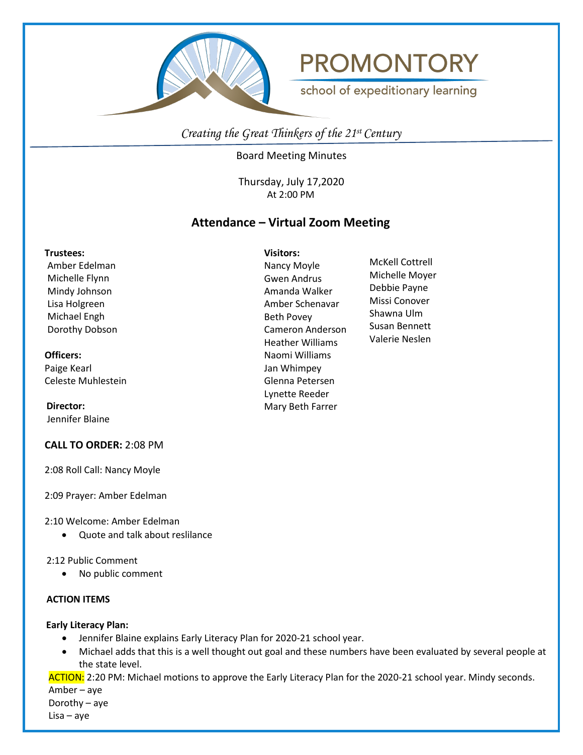# PROMONTORY

school of expeditionary learning

*Creating the Great Thinkers of the 21st Century*

Board Meeting Minutes

Thursday, July 17,2020
At 2:00 PM

## Attendance – Virtual Zoom Meeting

**Trustees:**
Amber Edelman
Michelle Flynn
Mindy Johnson
Lisa Holgreen
Michael Engh
Dorothy Dobson

**Officers:**
Paige Kearl
Celeste Muhlestein

**Director:**
Jennifer Blaine

**Visitors:**
Nancy Moyle
Gwen Andrus
Amanda Walker
Amber Schenavar
Beth Povey
Cameron Anderson
Heather Williams
Naomi Williams
Jan Whimpey
Glenna Petersen
Lynette Reeder
Mary Beth Farrer
McKell Cottrell
Michelle Moyer
Debbie Payne
Missi Conover
Shawna Ulm
Susan Bennett
Valerie Neslen

**CALL TO ORDER:** 2:08 PM

2:08 Roll Call: Nancy Moyle

2:09 Prayer: Amber Edelman

2:10 Welcome: Amber Edelman

- Quote and talk about reslilance

2:12 Public Comment

- No public comment

**ACTION ITEMS**

**Early Literacy Plan:**

- Jennifer Blaine explains Early Literacy Plan for 2020-21 school year.
- Michael adds that this is a well thought out goal and these numbers have been evaluated by several people at the state level.

ACTION: 2:20 PM: Michael motions to approve the Early Literacy Plan for the 2020-21 school year. Mindy seconds.
Amber – aye
Dorothy – aye
Lisa – aye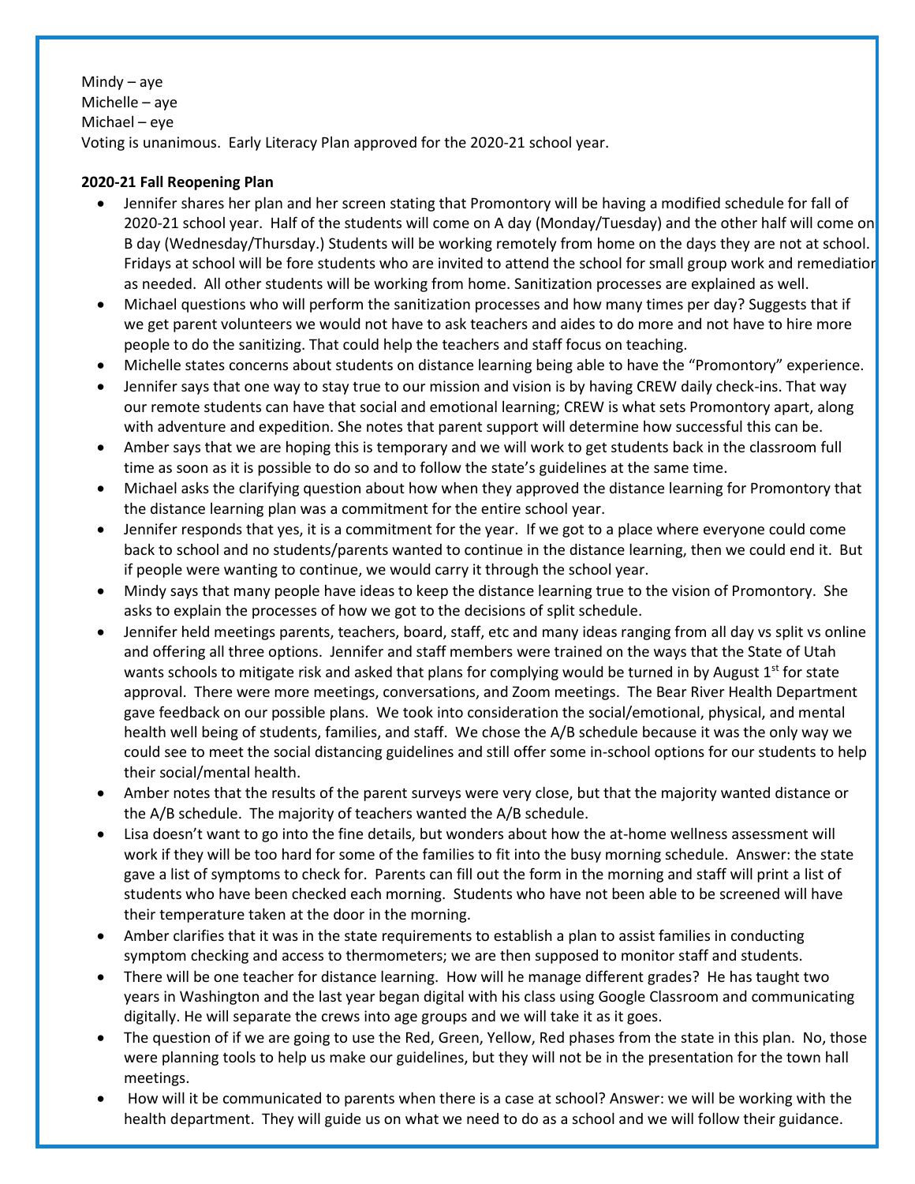Mindy – aye
Michelle – aye
Michael – eye
Voting is unanimous. Early Literacy Plan approved for the 2020-21 school year.

**2020-21 Fall Reopening Plan**

- Jennifer shares her plan and her screen stating that Promontory will be having a modified schedule for fall of 2020-21 school year. Half of the students will come on A day (Monday/Tuesday) and the other half will come on B day (Wednesday/Thursday.) Students will be working remotely from home on the days they are not at school. Fridays at school will be fore students who are invited to attend the school for small group work and remediation as needed. All other students will be working from home. Sanitization processes are explained as well.
- Michael questions who will perform the sanitization processes and how many times per day? Suggests that if we get parent volunteers we would not have to ask teachers and aides to do more and not have to hire more people to do the sanitizing. That could help the teachers and staff focus on teaching.
- Michelle states concerns about students on distance learning being able to have the "Promontory" experience.
- Jennifer says that one way to stay true to our mission and vision is by having CREW daily check-ins. That way our remote students can have that social and emotional learning; CREW is what sets Promontory apart, along with adventure and expedition. She notes that parent support will determine how successful this can be.
- Amber says that we are hoping this is temporary and we will work to get students back in the classroom full time as soon as it is possible to do so and to follow the state's guidelines at the same time.
- Michael asks the clarifying question about how when they approved the distance learning for Promontory that the distance learning plan was a commitment for the entire school year.
- Jennifer responds that yes, it is a commitment for the year. If we got to a place where everyone could come back to school and no students/parents wanted to continue in the distance learning, then we could end it. But if people were wanting to continue, we would carry it through the school year.
- Mindy says that many people have ideas to keep the distance learning true to the vision of Promontory. She asks to explain the processes of how we got to the decisions of split schedule.
- Jennifer held meetings parents, teachers, board, staff, etc and many ideas ranging from all day vs split vs online and offering all three options. Jennifer and staff members were trained on the ways that the State of Utah wants schools to mitigate risk and asked that plans for complying would be turned in by August 1st for state approval. There were more meetings, conversations, and Zoom meetings. The Bear River Health Department gave feedback on our possible plans. We took into consideration the social/emotional, physical, and mental health well being of students, families, and staff. We chose the A/B schedule because it was the only way we could see to meet the social distancing guidelines and still offer some in-school options for our students to help their social/mental health.
- Amber notes that the results of the parent surveys were very close, but that the majority wanted distance or the A/B schedule. The majority of teachers wanted the A/B schedule.
- Lisa doesn't want to go into the fine details, but wonders about how the at-home wellness assessment will work if they will be too hard for some of the families to fit into the busy morning schedule. Answer: the state gave a list of symptoms to check for. Parents can fill out the form in the morning and staff will print a list of students who have been checked each morning. Students who have not been able to be screened will have their temperature taken at the door in the morning.
- Amber clarifies that it was in the state requirements to establish a plan to assist families in conducting symptom checking and access to thermometers; we are then supposed to monitor staff and students.
- There will be one teacher for distance learning. How will he manage different grades? He has taught two years in Washington and the last year began digital with his class using Google Classroom and communicating digitally. He will separate the crews into age groups and we will take it as it goes.
- The question of if we are going to use the Red, Green, Yellow, Red phases from the state in this plan. No, those were planning tools to help us make our guidelines, but they will not be in the presentation for the town hall meetings.
- How will it be communicated to parents when there is a case at school? Answer: we will be working with the health department. They will guide us on what we need to do as a school and we will follow their guidance.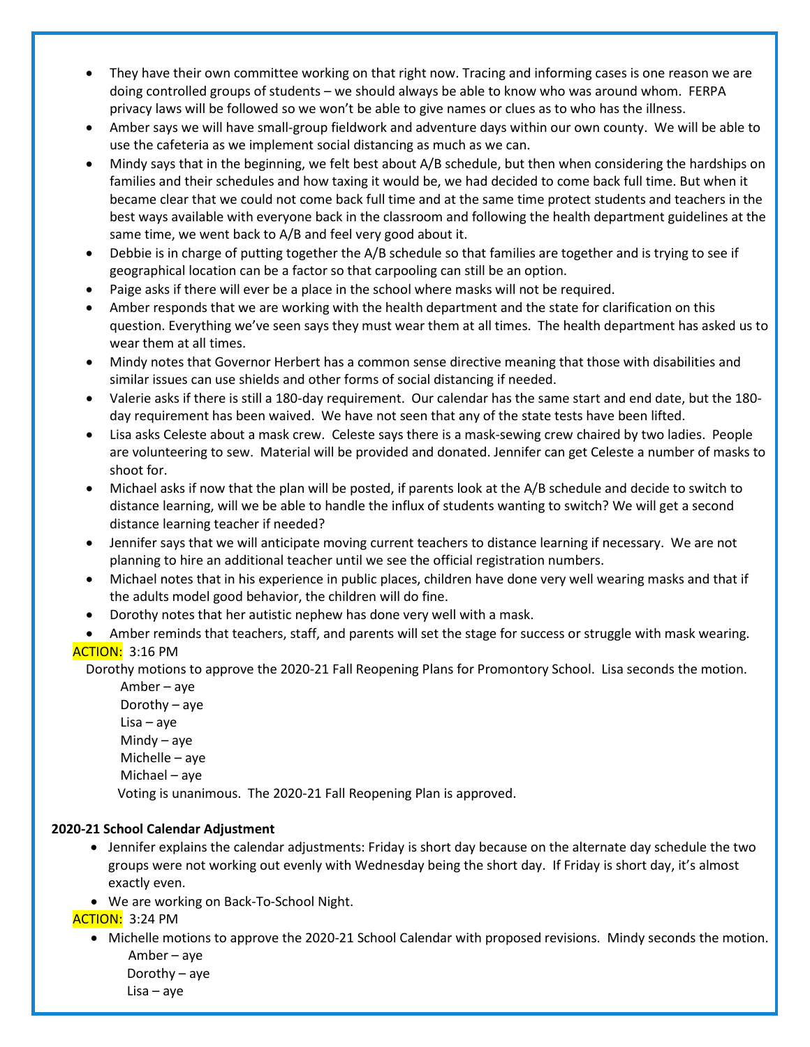- They have their own committee working on that right now. Tracing and informing cases is one reason we are doing controlled groups of students – we should always be able to know who was around whom. FERPA privacy laws will be followed so we won't be able to give names or clues as to who has the illness.
- Amber says we will have small-group fieldwork and adventure days within our own county. We will be able to use the cafeteria as we implement social distancing as much as we can.
- Mindy says that in the beginning, we felt best about A/B schedule, but then when considering the hardships on families and their schedules and how taxing it would be, we had decided to come back full time. But when it became clear that we could not come back full time and at the same time protect students and teachers in the best ways available with everyone back in the classroom and following the health department guidelines at the same time, we went back to A/B and feel very good about it.
- Debbie is in charge of putting together the A/B schedule so that families are together and is trying to see if geographical location can be a factor so that carpooling can still be an option.
- Paige asks if there will ever be a place in the school where masks will not be required.
- Amber responds that we are working with the health department and the state for clarification on this question. Everything we've seen says they must wear them at all times. The health department has asked us to wear them at all times.
- Mindy notes that Governor Herbert has a common sense directive meaning that those with disabilities and similar issues can use shields and other forms of social distancing if needed.
- Valerie asks if there is still a 180-day requirement. Our calendar has the same start and end date, but the 180-day requirement has been waived. We have not seen that any of the state tests have been lifted.
- Lisa asks Celeste about a mask crew. Celeste says there is a mask-sewing crew chaired by two ladies. People are volunteering to sew. Material will be provided and donated. Jennifer can get Celeste a number of masks to shoot for.
- Michael asks if now that the plan will be posted, if parents look at the A/B schedule and decide to switch to distance learning, will we be able to handle the influx of students wanting to switch? We will get a second distance learning teacher if needed?
- Jennifer says that we will anticipate moving current teachers to distance learning if necessary. We are not planning to hire an additional teacher until we see the official registration numbers.
- Michael notes that in his experience in public places, children have done very well wearing masks and that if the adults model good behavior, the children will do fine.
- Dorothy notes that her autistic nephew has done very well with a mask.
- Amber reminds that teachers, staff, and parents will set the stage for success or struggle with mask wearing.

ACTION: 3:16 PM

Dorothy motions to approve the 2020-21 Fall Reopening Plans for Promontory School. Lisa seconds the motion.

Amber – aye
Dorothy – aye
Lisa – aye
Mindy – aye
Michelle – aye
Michael – aye

Voting is unanimous. The 2020-21 Fall Reopening Plan is approved.

**2020-21 School Calendar Adjustment**

- Jennifer explains the calendar adjustments: Friday is short day because on the alternate day schedule the two groups were not working out evenly with Wednesday being the short day. If Friday is short day, it's almost exactly even.
- We are working on Back-To-School Night.

ACTION: 3:24 PM

- Michelle motions to approve the 2020-21 School Calendar with proposed revisions. Mindy seconds the motion.

  Amber – aye
  Dorothy – aye
  Lisa – aye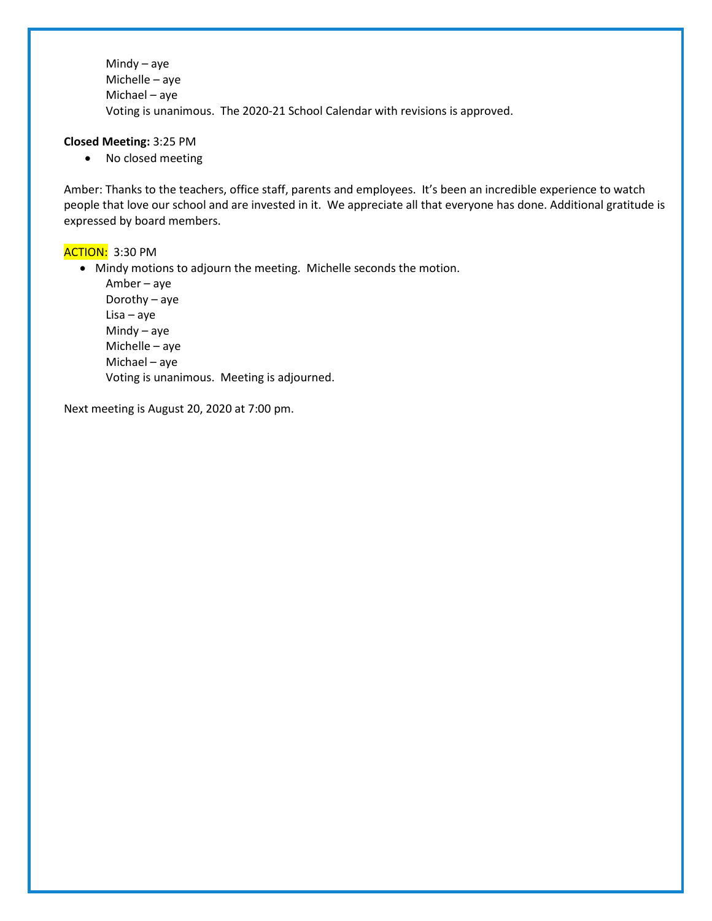Mindy – aye
Michelle – aye
Michael – aye
Voting is unanimous. The 2020-21 School Calendar with revisions is approved.

**Closed Meeting:** 3:25 PM

- No closed meeting

Amber: Thanks to the teachers, office staff, parents and employees. It's been an incredible experience to watch people that love our school and are invested in it. We appreciate all that everyone has done. Additional gratitude is expressed by board members.

ACTION: 3:30 PM

- Mindy motions to adjourn the meeting. Michelle seconds the motion.
  Amber – aye
  Dorothy – aye
  Lisa – aye
  Mindy – aye
  Michelle – aye
  Michael – aye
  Voting is unanimous. Meeting is adjourned.

Next meeting is August 20, 2020 at 7:00 pm.